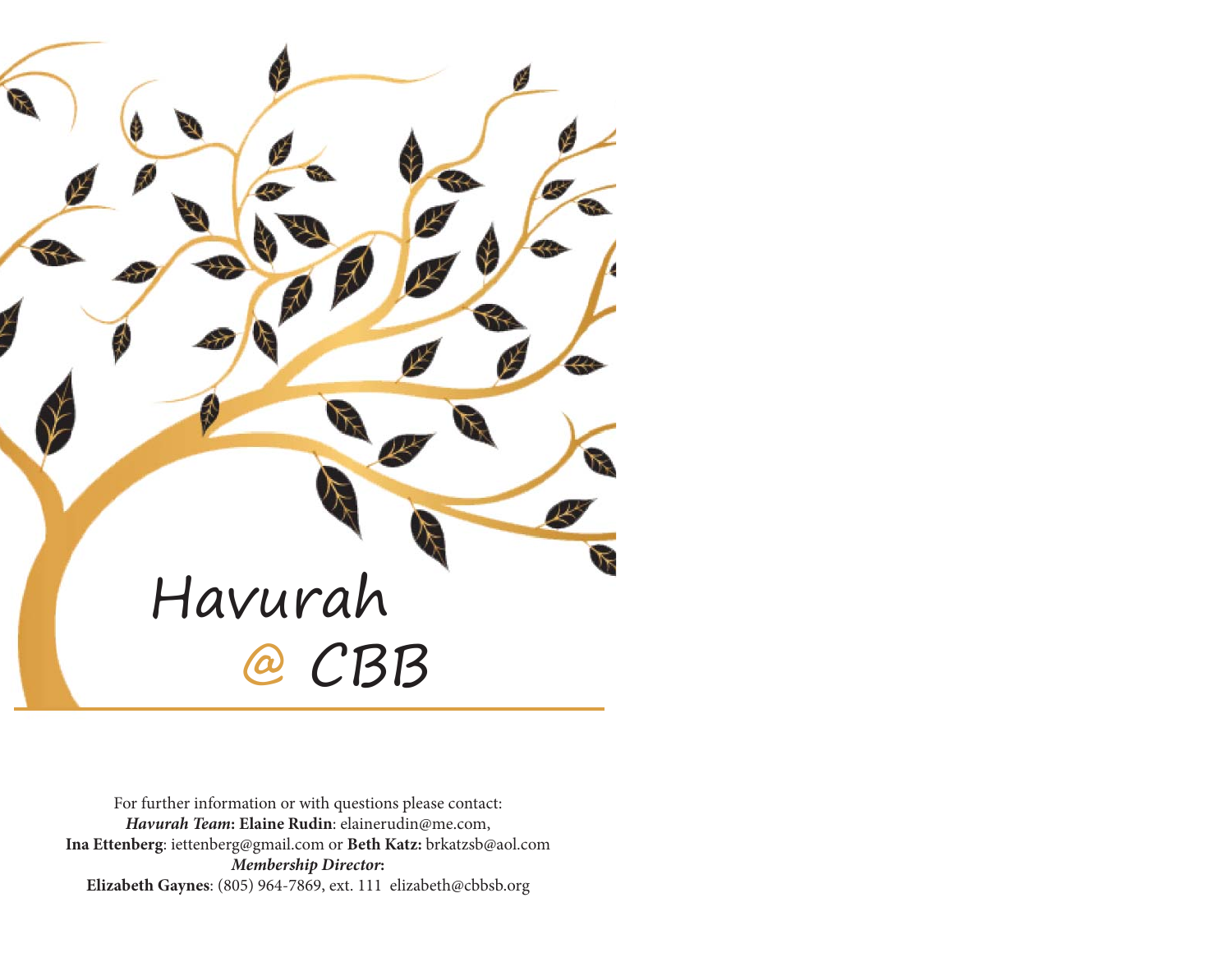# Havurah @ CBB

For further information or with questions please contact:
***Havurah Team*:** **Elaine Rudin**: elainerudin@me.com,
**Ina Ettenberg**: iettenberg@gmail.com or **Beth Katz:** brkatzsb@aol.com
***Membership Director*:**
**Elizabeth Gaynes**: (805) 964-7869, ext. 111 elizabeth@cbbsb.org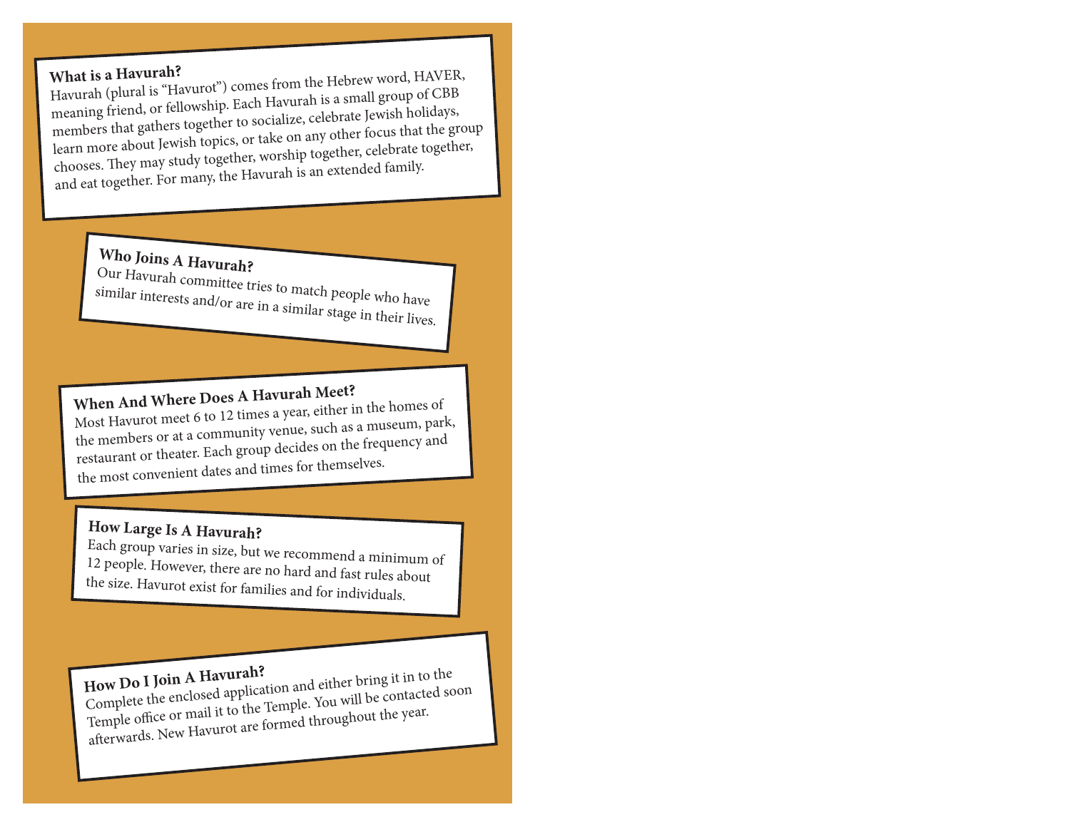## What is a Havurah?

Havurah (plural is "Havurot") comes from the Hebrew word, HAVER, meaning friend, or fellowship. Each Havurah is a small group of CBB members that gathers together to socialize, celebrate Jewish holidays, learn more about Jewish topics, or take on any other focus that the group chooses. They may study together, worship together, celebrate together, and eat together. For many, the Havurah is an extended family.

## Who Joins A Havurah?

Our Havurah committee tries to match people who have similar interests and/or are in a similar stage in their lives.

## When And Where Does A Havurah Meet?

Most Havurot meet 6 to 12 times a year, either in the homes of the members or at a community venue, such as a museum, park, restaurant or theater. Each group decides on the frequency and the most convenient dates and times for themselves.

## How Large Is A Havurah?

Each group varies in size, but we recommend a minimum of 12 people. However, there are no hard and fast rules about the size. Havurot exist for families and for individuals.

## How Do I Join A Havurah?

Complete the enclosed application and either bring it in to the Temple office or mail it to the Temple. You will be contacted soon afterwards. New Havurot are formed throughout the year.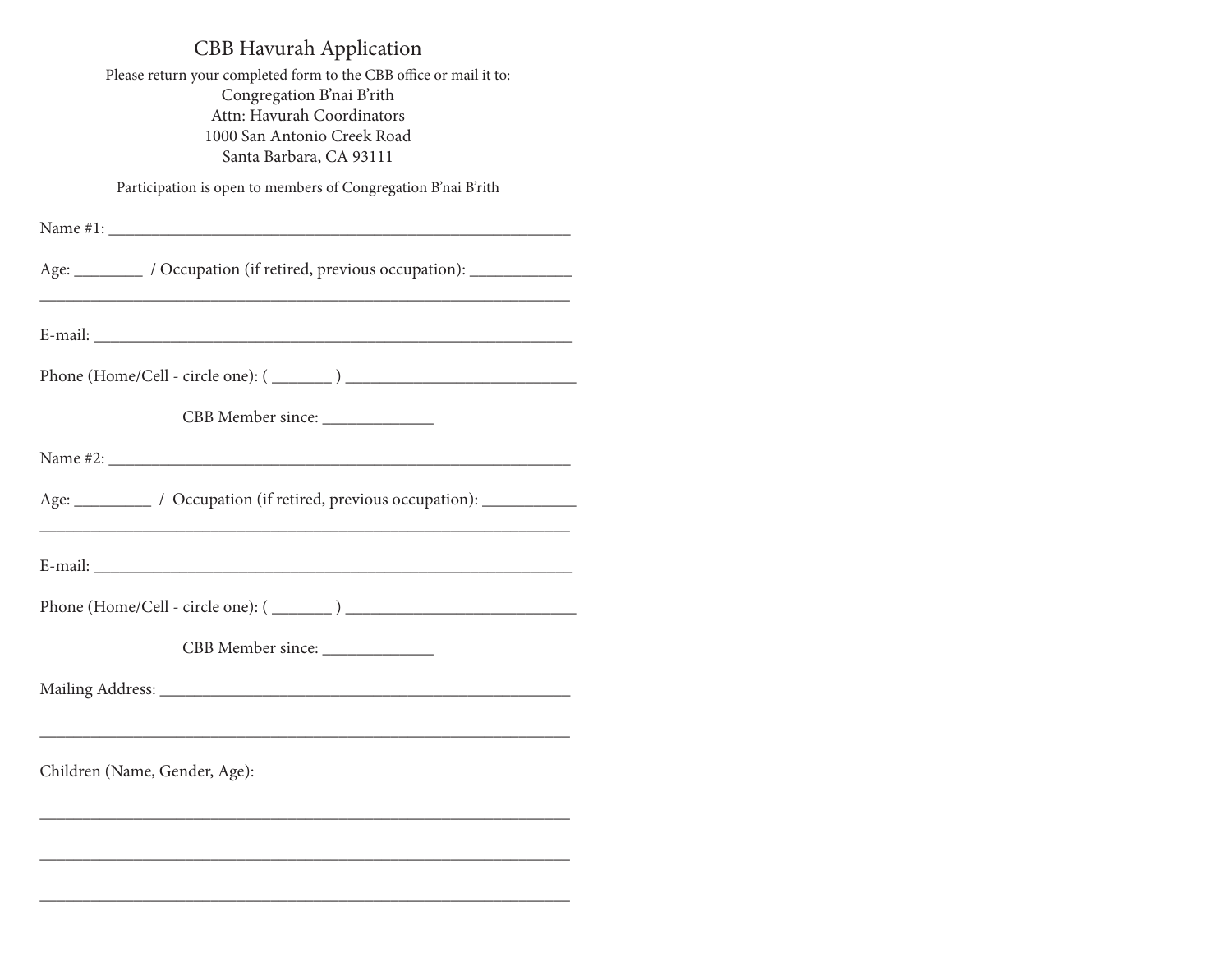# CBB Havurah Application

Please return your completed form to the CBB office or mail it to:

Congregation B'nai B'rith
Attn: Havurah Coordinators
1000 San Antonio Creek Road
Santa Barbara, CA 93111

Participation is open to members of Congregation B'nai B'rith

Name #1: ______________________________________________________

Age: ________ / Occupation (if retired, previous occupation): ____________
_______________________________________________________________

E-mail: _________________________________________________________

Phone (Home/Cell - circle one): ( _______ ) ___________________________

CBB Member since: _____________

Name #2: ______________________________________________________

Age: _________ / Occupation (if retired, previous occupation): ___________
_______________________________________________________________

E-mail: _________________________________________________________

Phone (Home/Cell - circle one): ( _______ ) ___________________________

CBB Member since: _____________

Mailing Address: ________________________________________________

_______________________________________________________________

Children (Name, Gender, Age):

_______________________________________________________________

_______________________________________________________________

_______________________________________________________________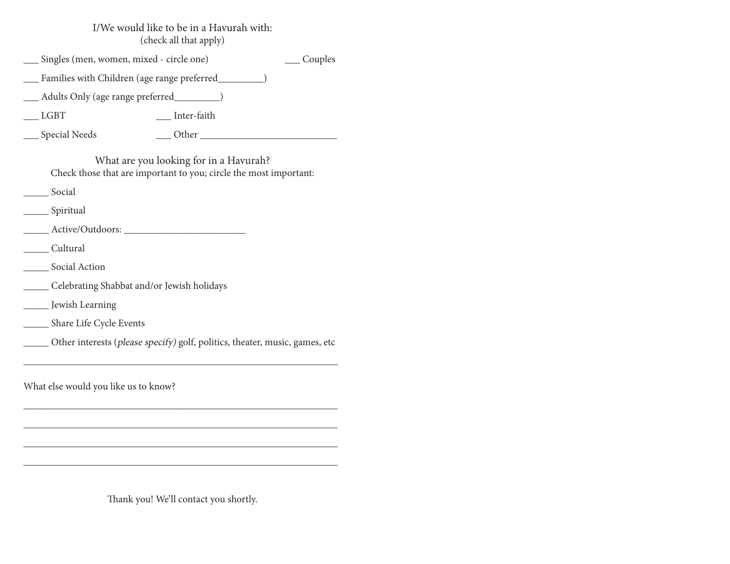I/We would like to be in a Havurah with:
(check all that apply)

___ Singles (men, women, mixed - circle one)     ___ Couples

___ Families with Children (age range preferred_________)

___ Adults Only (age range preferred_________)

___ LGBT     ___ Inter-faith

___ Special Needs     ___ Other ___________________________

What are you looking for in a Havurah?
Check those that are important to you; circle the most important:

_____ Social

_____ Spiritual

_____ Active/Outdoors: ________________________

_____ Cultural

_____ Social Action

_____ Celebrating Shabbat and/or Jewish holidays

_____ Jewish Learning

_____ Share Life Cycle Events

_____ Other interests (*please specify)* golf, politics, theater, music, games, etc

_______________________________________________________________

What else would you like us to know?

_______________________________________________________________

_______________________________________________________________

_______________________________________________________________

_______________________________________________________________

Thank you! We'll contact you shortly.